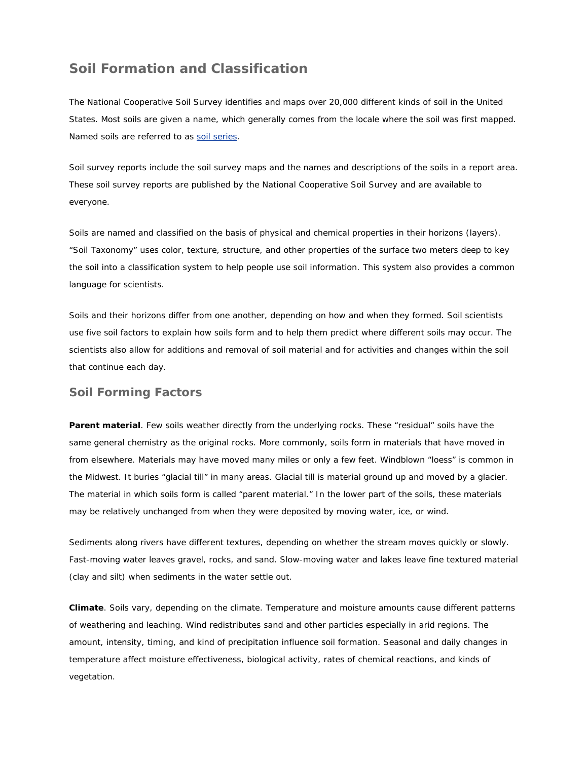# Soil Formation and Classification

The National Cooperative Soil Survey identifies and maps over 20,000 different kinds of soil in the United States. Most soils are given a name, which generally comes from the locale where the soil was first mapped. Named soils are referred to as soil series.

Soil survey reports include the soil survey maps and the names and descriptions of the soils in a report area. These soil survey reports are published by the National Cooperative Soil Survey and are available to everyone.

Soils are named and classified on the basis of physical and chemical properties in their horizons (layers). "Soil Taxonomy" uses color, texture, structure, and other properties of the surface two meters deep to key the soil into a classification system to help people use soil information. This system also provides a common language for scientists.

Soils and their horizons differ from one another, depending on how and when they formed. Soil scientists use five soil factors to explain how soils form and to help them predict where different soils may occur. The scientists also allow for additions and removal of soil material and for activities and changes within the soil that continue each day.

## Soil Forming Factors

**Parent material**. Few soils weather directly from the underlying rocks. These "residual" soils have the same general chemistry as the original rocks. More commonly, soils form in materials that have moved in from elsewhere. Materials may have moved many miles or only a few feet. Windblown "loess" is common in the Midwest. It buries "glacial till" in many areas. Glacial till is material ground up and moved by a glacier. The material in which soils form is called "parent material." In the lower part of the soils, these materials may be relatively unchanged from when they were deposited by moving water, ice, or wind.

Sediments along rivers have different textures, depending on whether the stream moves quickly or slowly. Fast-moving water leaves gravel, rocks, and sand. Slow-moving water and lakes leave fine textured material (clay and silt) when sediments in the water settle out.

**Climate**. Soils vary, depending on the climate. Temperature and moisture amounts cause different patterns of weathering and leaching. Wind redistributes sand and other particles especially in arid regions. The amount, intensity, timing, and kind of precipitation influence soil formation. Seasonal and daily changes in temperature affect moisture effectiveness, biological activity, rates of chemical reactions, and kinds of vegetation.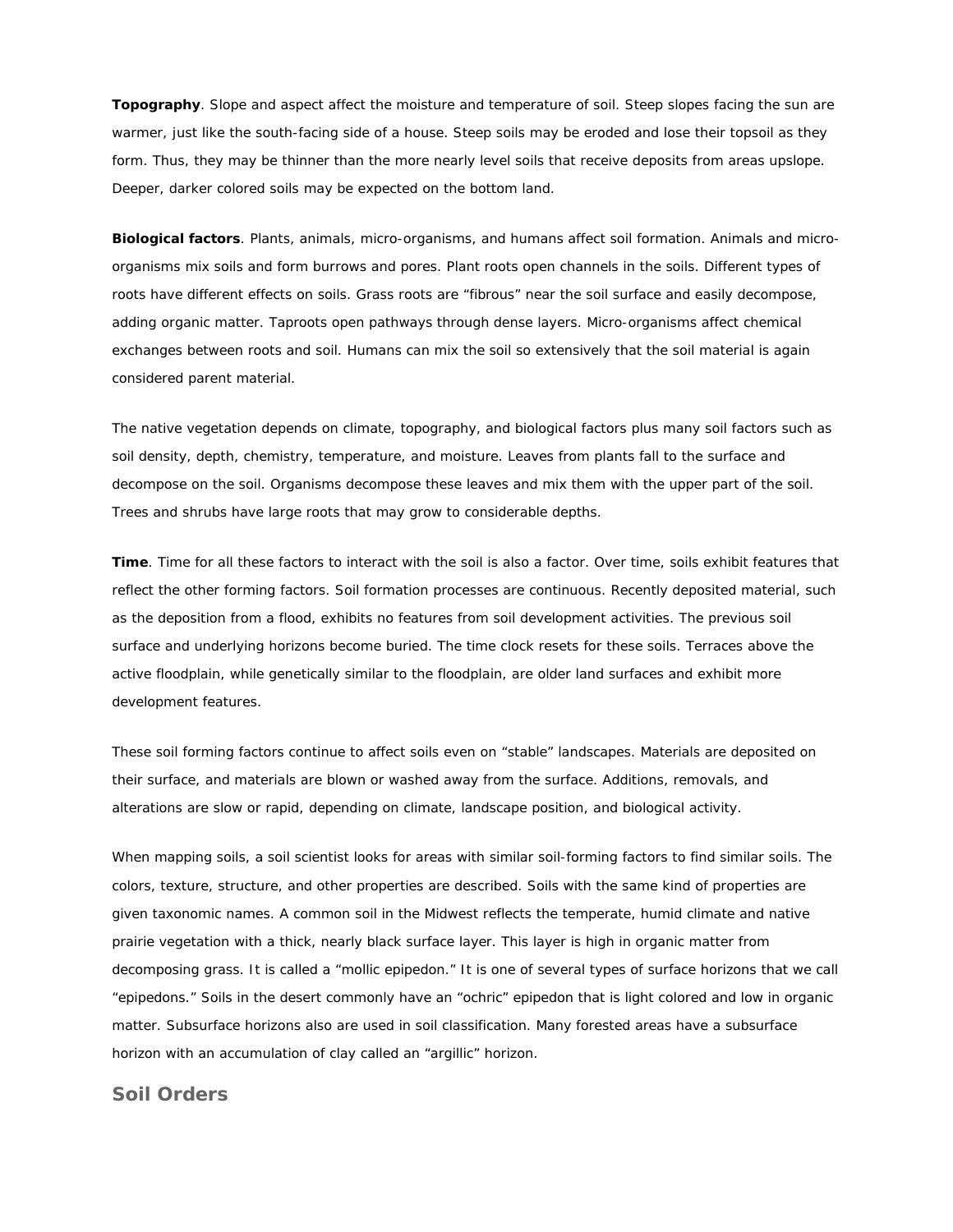**Topography**. Slope and aspect affect the moisture and temperature of soil. Steep slopes facing the sun are warmer, just like the south-facing side of a house. Steep soils may be eroded and lose their topsoil as they form. Thus, they may be thinner than the more nearly level soils that receive deposits from areas upslope. Deeper, darker colored soils may be expected on the bottom land.

**Biological factors**. Plants, animals, micro-organisms, and humans affect soil formation. Animals and micro-organisms mix soils and form burrows and pores. Plant roots open channels in the soils. Different types of roots have different effects on soils. Grass roots are "fibrous" near the soil surface and easily decompose, adding organic matter. Taproots open pathways through dense layers. Micro-organisms affect chemical exchanges between roots and soil. Humans can mix the soil so extensively that the soil material is again considered parent material.

The native vegetation depends on climate, topography, and biological factors plus many soil factors such as soil density, depth, chemistry, temperature, and moisture. Leaves from plants fall to the surface and decompose on the soil. Organisms decompose these leaves and mix them with the upper part of the soil. Trees and shrubs have large roots that may grow to considerable depths.

**Time**. Time for all these factors to interact with the soil is also a factor. Over time, soils exhibit features that reflect the other forming factors. Soil formation processes are continuous. Recently deposited material, such as the deposition from a flood, exhibits no features from soil development activities. The previous soil surface and underlying horizons become buried. The time clock resets for these soils. Terraces above the active floodplain, while genetically similar to the floodplain, are older land surfaces and exhibit more development features.

These soil forming factors continue to affect soils even on "stable" landscapes. Materials are deposited on their surface, and materials are blown or washed away from the surface. Additions, removals, and alterations are slow or rapid, depending on climate, landscape position, and biological activity.

When mapping soils, a soil scientist looks for areas with similar soil-forming factors to find similar soils. The colors, texture, structure, and other properties are described. Soils with the same kind of properties are given taxonomic names. A common soil in the Midwest reflects the temperate, humid climate and native prairie vegetation with a thick, nearly black surface layer. This layer is high in organic matter from decomposing grass. It is called a "mollic epipedon." It is one of several types of surface horizons that we call "epipedons." Soils in the desert commonly have an "ochric" epipedon that is light colored and low in organic matter. Subsurface horizons also are used in soil classification. Many forested areas have a subsurface horizon with an accumulation of clay called an "argillic" horizon.

## Soil Orders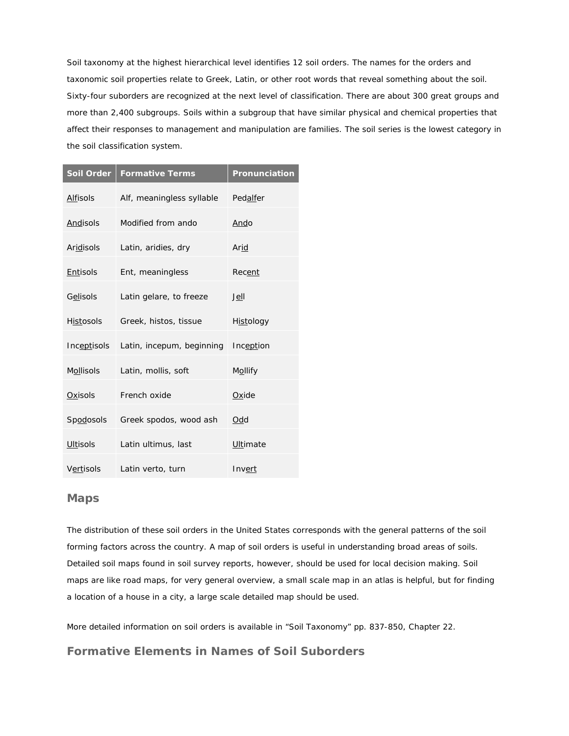Soil taxonomy at the highest hierarchical level identifies 12 soil orders. The names for the orders and taxonomic soil properties relate to Greek, Latin, or other root words that reveal something about the soil. Sixty-four suborders are recognized at the next level of classification. There are about 300 great groups and more than 2,400 subgroups. Soils within a subgroup that have similar physical and chemical properties that affect their responses to management and manipulation are families. The soil series is the lowest category in the soil classification system.

| Soil Order | Formative Terms | Pronunciation |
| --- | --- | --- |
| Alfisols | Alf, meaningless syllable | Pedalfer |
| Andisols | Modified from ando | Ando |
| Aridisols | Latin, aridies, dry | Arid |
| Entisols | Ent, meaningless | Recent |
| Gelisols | Latin gelare, to freeze | Jell |
| Histosols | Greek, histos, tissue | Histology |
| Inceptisols | Latin, incepum, beginning | Inception |
| Mollisols | Latin, mollis, soft | Mollify |
| Oxisols | French oxide | Oxide |
| Spodosols | Greek spodos, wood ash | Odd |
| Ultisols | Latin ultimus, last | Ultimate |
| Vertisols | Latin verto, turn | Invert |

## Maps

The distribution of these soil orders in the United States corresponds with the general patterns of the soil forming factors across the country. A map of soil orders is useful in understanding broad areas of soils. Detailed soil maps found in soil survey reports, however, should be used for local decision making. Soil maps are like road maps, for very general overview, a small scale map in an atlas is helpful, but for finding a location of a house in a city, a large scale detailed map should be used.

More detailed information on soil orders is available in "Soil Taxonomy" pp. 837-850, Chapter 22.

## Formative Elements in Names of Soil Suborders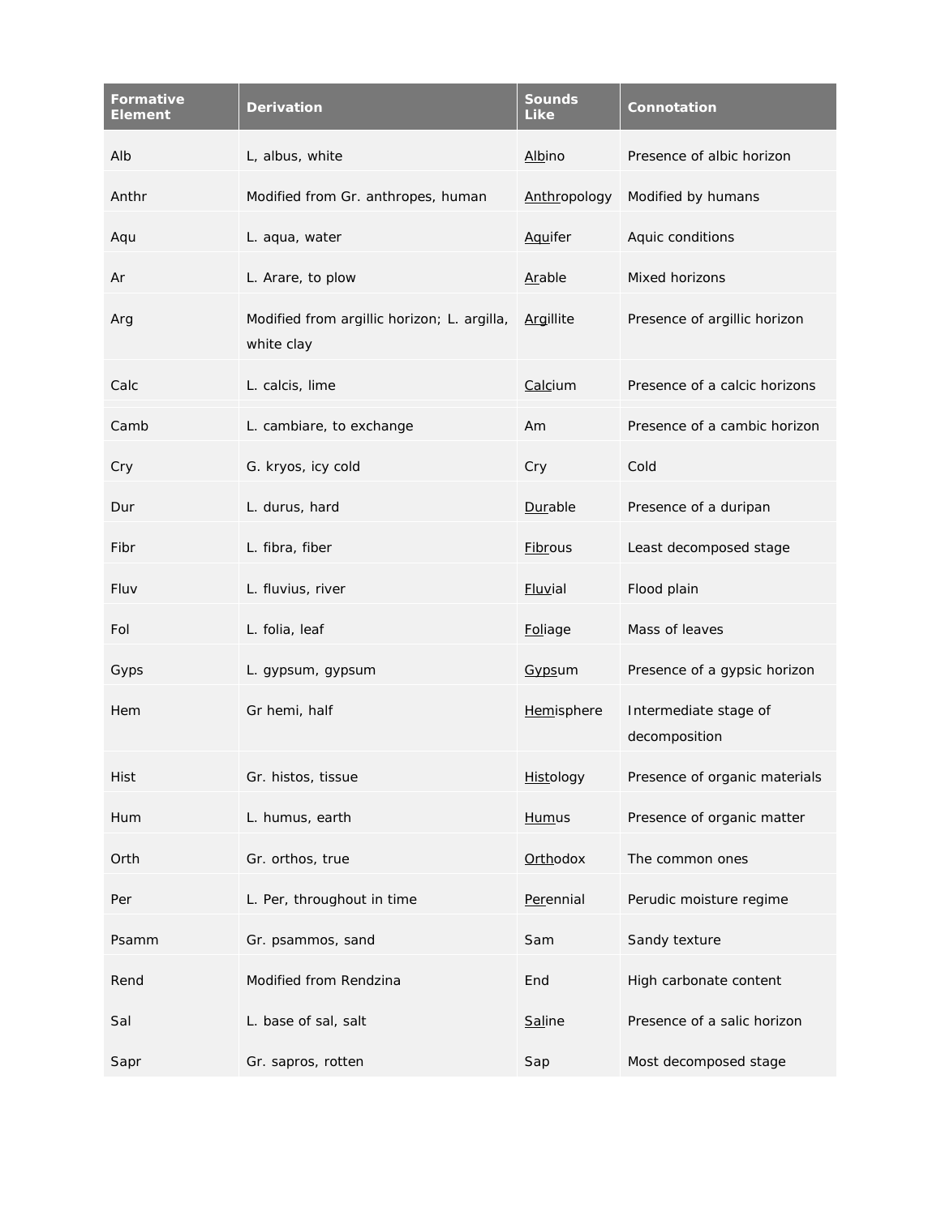| Formative Element | Derivation | Sounds Like | Connotation |
|---|---|---|---|
| Alb | L, albus, white | Albino | Presence of albic horizon |
| Anthr | Modified from Gr. anthropes, human | Anthropology | Modified by humans |
| Aqu | L. aqua, water | Aquifer | Aquic conditions |
| Ar | L. Arare, to plow | Arable | Mixed horizons |
| Arg | Modified from argillic horizon; L. argilla, white clay | Argillite | Presence of argillic horizon |
| Calc | L. calcis, lime | Calcium | Presence of a calcic horizons |
| Camb | L. cambiare, to exchange | Am | Presence of a cambic horizon |
| Cry | G. kryos, icy cold | Cry | Cold |
| Dur | L. durus, hard | Durable | Presence of a duripan |
| Fibr | L. fibra, fiber | Fibrous | Least decomposed stage |
| Fluv | L. fluvius, river | Fluvial | Flood plain |
| Fol | L. folia, leaf | Foliage | Mass of leaves |
| Gyps | L. gypsum, gypsum | Gypsum | Presence of a gypsic horizon |
| Hem | Gr hemi, half | Hemisphere | Intermediate stage of decomposition |
| Hist | Gr. histos, tissue | Histology | Presence of organic materials |
| Hum | L. humus, earth | Humus | Presence of organic matter |
| Orth | Gr. orthos, true | Orthodox | The common ones |
| Per | L. Per, throughout in time | Perennial | Perudic moisture regime |
| Psamm | Gr. psammos, sand | Sam | Sandy texture |
| Rend | Modified from Rendzina | End | High carbonate content |
| Sal | L. base of sal, salt | Saline | Presence of a salic horizon |
| Sapr | Gr. sapros, rotten | Sap | Most decomposed stage |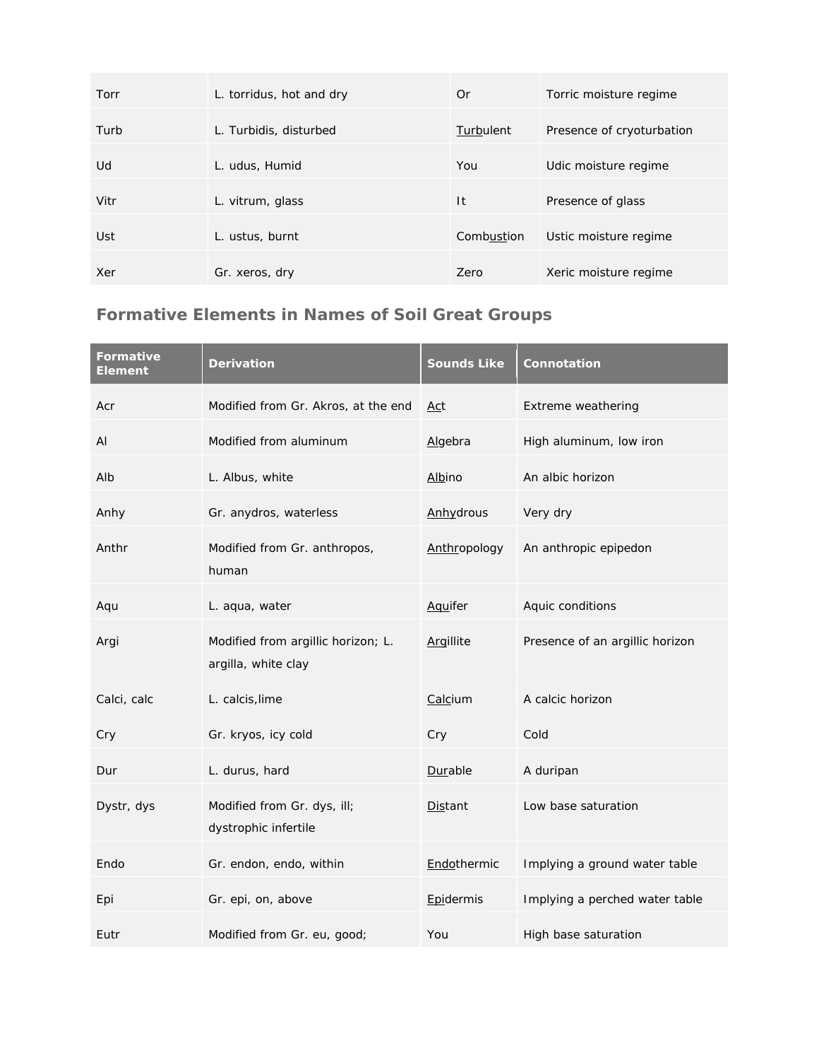| | | | |
|---|---|---|---|
| Torr | L. torridus, hot and dry | Or | Torric moisture regime |
| Turb | L. Turbidis, disturbed | Turbulent | Presence of cryoturbation |
| Ud | L. udus, Humid | You | Udic moisture regime |
| Vitr | L. vitrum, glass | It | Presence of glass |
| Ust | L. ustus, burnt | Combustion | Ustic moisture regime |
| Xer | Gr. xeros, dry | Zero | Xeric moisture regime |

## Formative Elements in Names of Soil Great Groups

| Formative Element | Derivation | Sounds Like | Connotation |
|---|---|---|---|
| Acr | Modified from Gr. Akros, at the end | Act | Extreme weathering |
| Al | Modified from aluminum | Algebra | High aluminum, low iron |
| Alb | L. Albus, white | Albino | An albic horizon |
| Anhy | Gr. anydros, waterless | Anhydrous | Very dry |
| Anthr | Modified from Gr. anthropos, human | Anthropology | An anthropic epipedon |
| Aqu | L. aqua, water | Aquifer | Aquic conditions |
| Argi | Modified from argillic horizon; L. argilla, white clay | Argillite | Presence of an argillic horizon |
| Calci, calc | L. calcis,lime | Calcium | A calcic horizon |
| Cry | Gr. kryos, icy cold | Cry | Cold |
| Dur | L. durus, hard | Durable | A duripan |
| Dystr, dys | Modified from Gr. dys, ill; dystrophic infertile | Distant | Low base saturation |
| Endo | Gr. endon, endo, within | Endothermic | Implying a ground water table |
| Epi | Gr. epi, on, above | Epidermis | Implying a perched water table |
| Eutr | Modified from Gr. eu, good; | You | High base saturation |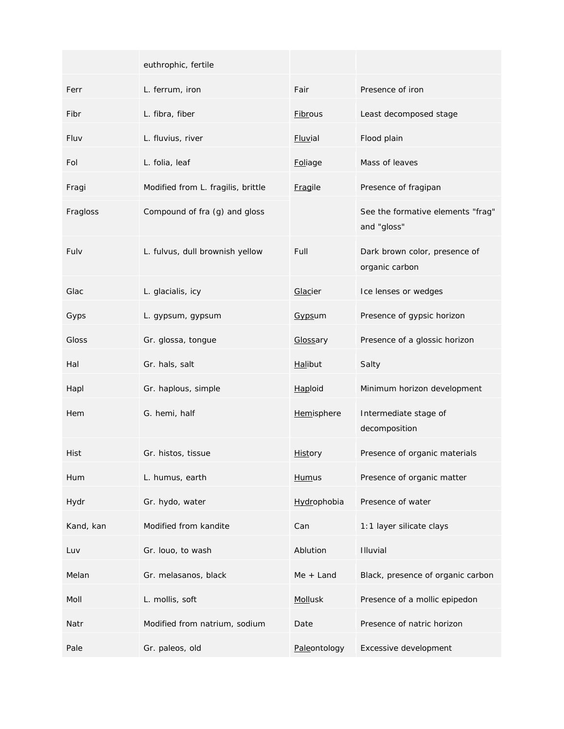| | | | |
|---|---|---|---|
| | euthrophic, fertile | | |
| Ferr | L. ferrum, iron | Fair | Presence of iron |
| Fibr | L. fibra, fiber | Fibrous | Least decomposed stage |
| Fluv | L. fluvius, river | Fluvial | Flood plain |
| Fol | L. folia, leaf | Foliage | Mass of leaves |
| Fragi | Modified from L. fragilis, brittle | Fragile | Presence of fragipan |
| Fragloss | Compound of fra (g) and gloss | | See the formative elements "frag" and "gloss" |
| Fulv | L. fulvus, dull brownish yellow | Full | Dark brown color, presence of organic carbon |
| Glac | L. glacialis, icy | Glacier | Ice lenses or wedges |
| Gyps | L. gypsum, gypsum | Gypsum | Presence of gypsic horizon |
| Gloss | Gr. glossa, tongue | Glossary | Presence of a glossic horizon |
| Hal | Gr. hals, salt | Halibut | Salty |
| Hapl | Gr. haplous, simple | Haploid | Minimum horizon development |
| Hem | G. hemi, half | Hemisphere | Intermediate stage of decomposition |
| Hist | Gr. histos, tissue | History | Presence of organic materials |
| Hum | L. humus, earth | Humus | Presence of organic matter |
| Hydr | Gr. hydo, water | Hydrophobia | Presence of water |
| Kand, kan | Modified from kandite | Can | 1:1 layer silicate clays |
| Luv | Gr. louo, to wash | Ablution | Illuvial |
| Melan | Gr. melasanos, black | Me + Land | Black, presence of organic carbon |
| Moll | L. mollis, soft | Mollusk | Presence of a mollic epipedon |
| Natr | Modified from natrium, sodium | Date | Presence of natric horizon |
| Pale | Gr. paleos, old | Paleontology | Excessive development |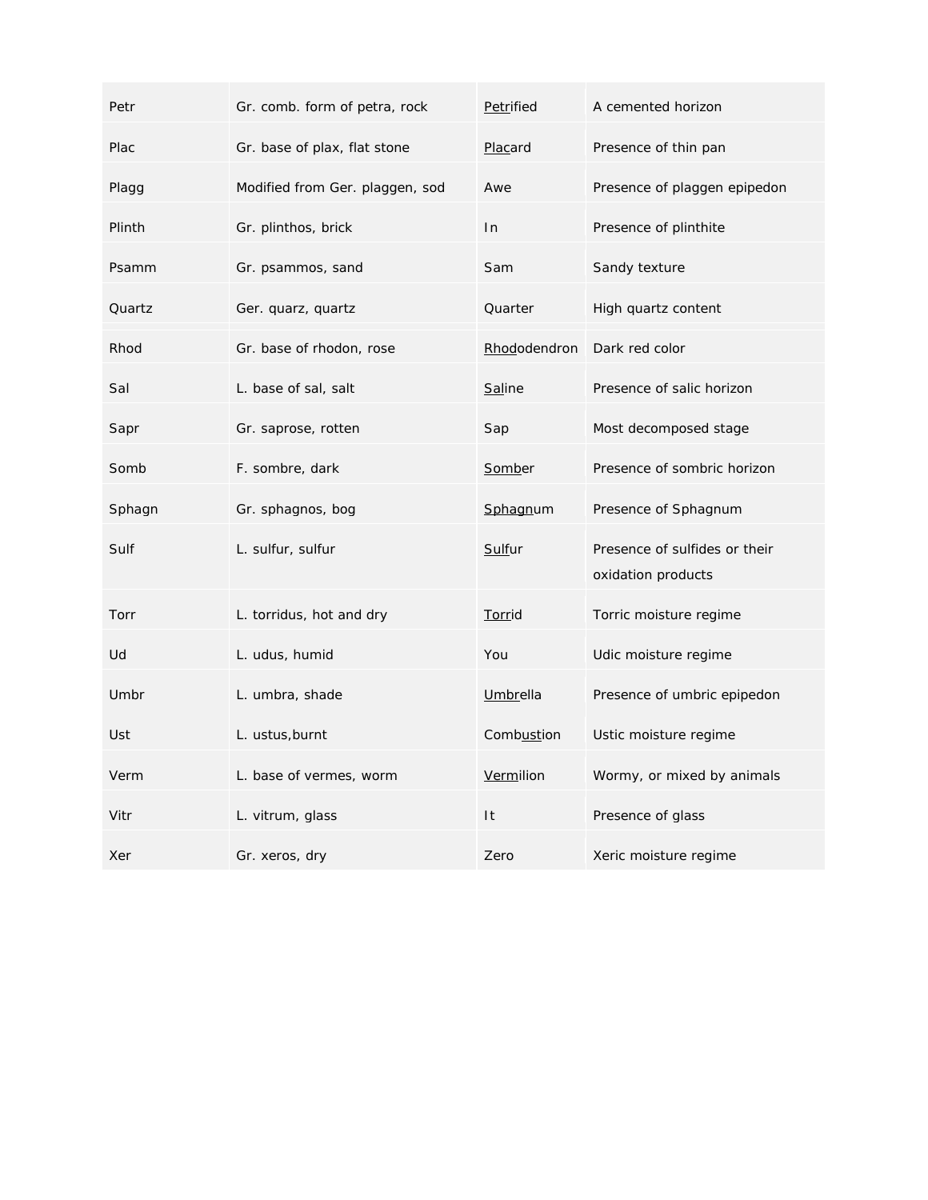| | | | |
|---|---|---|---|
| Petr | Gr. comb. form of petra, rock | Petrified | A cemented horizon |
| Plac | Gr. base of plax, flat stone | Placard | Presence of thin pan |
| Plagg | Modified from Ger. plaggen, sod | Awe | Presence of plaggen epipedon |
| Plinth | Gr. plinthos, brick | In | Presence of plinthite |
| Psamm | Gr. psammos, sand | Sam | Sandy texture |
| Quartz | Ger. quarz, quartz | Quarter | High quartz content |
| Rhod | Gr. base of rhodon, rose | Rhododendron | Dark red color |
| Sal | L. base of sal, salt | Saline | Presence of salic horizon |
| Sapr | Gr. saprose, rotten | Sap | Most decomposed stage |
| Somb | F. sombre, dark | Somber | Presence of sombric horizon |
| Sphagn | Gr. sphagnos, bog | Sphagnum | Presence of Sphagnum |
| Sulf | L. sulfur, sulfur | Sulfur | Presence of sulfides or their oxidation products |
| Torr | L. torridus, hot and dry | Torrid | Torric moisture regime |
| Ud | L. udus, humid | You | Udic moisture regime |
| Umbr | L. umbra, shade | Umbrella | Presence of umbric epipedon |
| Ust | L. ustus,burnt | Combustion | Ustic moisture regime |
| Verm | L. base of vermes, worm | Vermilion | Wormy, or mixed by animals |
| Vitr | L. vitrum, glass | It | Presence of glass |
| Xer | Gr. xeros, dry | Zero | Xeric moisture regime |